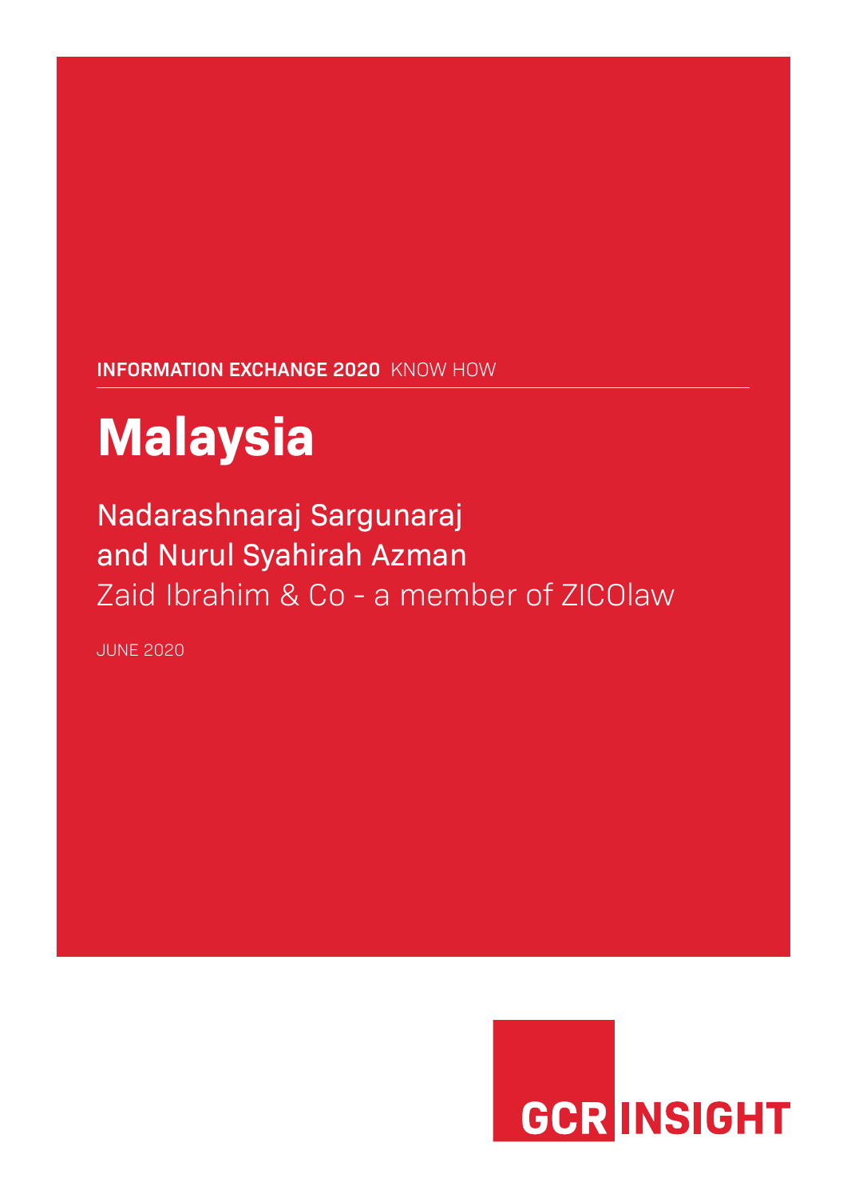**INFORMATION EXCHANGE 2020** KNOW HOW

# Malaysia

Nadarashnaraj Sargunaraj
and Nurul Syahirah Azman
Zaid Ibrahim & Co - a member of ZICOlaw

JUNE 2020

GCR INSIGHT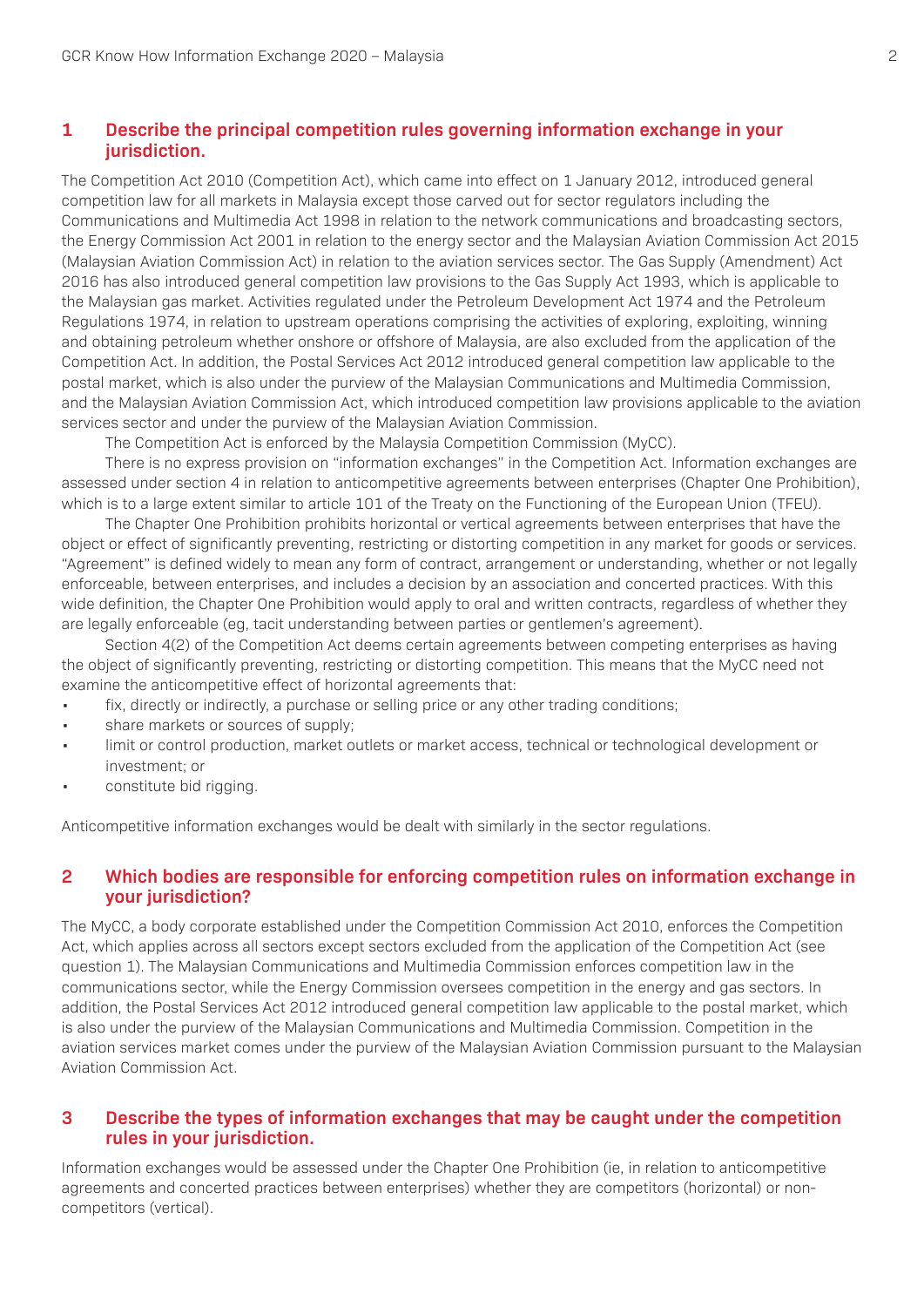## 1 Describe the principal competition rules governing information exchange in your jurisdiction.

The Competition Act 2010 (Competition Act), which came into effect on 1 January 2012, introduced general competition law for all markets in Malaysia except those carved out for sector regulators including the Communications and Multimedia Act 1998 in relation to the network communications and broadcasting sectors, the Energy Commission Act 2001 in relation to the energy sector and the Malaysian Aviation Commission Act 2015 (Malaysian Aviation Commission Act) in relation to the aviation services sector. The Gas Supply (Amendment) Act 2016 has also introduced general competition law provisions to the Gas Supply Act 1993, which is applicable to the Malaysian gas market. Activities regulated under the Petroleum Development Act 1974 and the Petroleum Regulations 1974, in relation to upstream operations comprising the activities of exploring, exploiting, winning and obtaining petroleum whether onshore or offshore of Malaysia, are also excluded from the application of the Competition Act. In addition, the Postal Services Act 2012 introduced general competition law applicable to the postal market, which is also under the purview of the Malaysian Communications and Multimedia Commission, and the Malaysian Aviation Commission Act, which introduced competition law provisions applicable to the aviation services sector and under the purview of the Malaysian Aviation Commission.

The Competition Act is enforced by the Malaysia Competition Commission (MyCC).

There is no express provision on "information exchanges" in the Competition Act. Information exchanges are assessed under section 4 in relation to anticompetitive agreements between enterprises (Chapter One Prohibition), which is to a large extent similar to article 101 of the Treaty on the Functioning of the European Union (TFEU).

The Chapter One Prohibition prohibits horizontal or vertical agreements between enterprises that have the object or effect of significantly preventing, restricting or distorting competition in any market for goods or services. "Agreement" is defined widely to mean any form of contract, arrangement or understanding, whether or not legally enforceable, between enterprises, and includes a decision by an association and concerted practices. With this wide definition, the Chapter One Prohibition would apply to oral and written contracts, regardless of whether they are legally enforceable (eg, tacit understanding between parties or gentlemen's agreement).

Section 4(2) of the Competition Act deems certain agreements between competing enterprises as having the object of significantly preventing, restricting or distorting competition. This means that the MyCC need not examine the anticompetitive effect of horizontal agreements that:

- fix, directly or indirectly, a purchase or selling price or any other trading conditions;
- share markets or sources of supply;
- limit or control production, market outlets or market access, technical or technological development or investment; or
- constitute bid rigging.

Anticompetitive information exchanges would be dealt with similarly in the sector regulations.

## 2 Which bodies are responsible for enforcing competition rules on information exchange in your jurisdiction?

The MyCC, a body corporate established under the Competition Commission Act 2010, enforces the Competition Act, which applies across all sectors except sectors excluded from the application of the Competition Act (see question 1). The Malaysian Communications and Multimedia Commission enforces competition law in the communications sector, while the Energy Commission oversees competition in the energy and gas sectors. In addition, the Postal Services Act 2012 introduced general competition law applicable to the postal market, which is also under the purview of the Malaysian Communications and Multimedia Commission. Competition in the aviation services market comes under the purview of the Malaysian Aviation Commission pursuant to the Malaysian Aviation Commission Act.

## 3 Describe the types of information exchanges that may be caught under the competition rules in your jurisdiction.

Information exchanges would be assessed under the Chapter One Prohibition (ie, in relation to anticompetitive agreements and concerted practices between enterprises) whether they are competitors (horizontal) or non-competitors (vertical).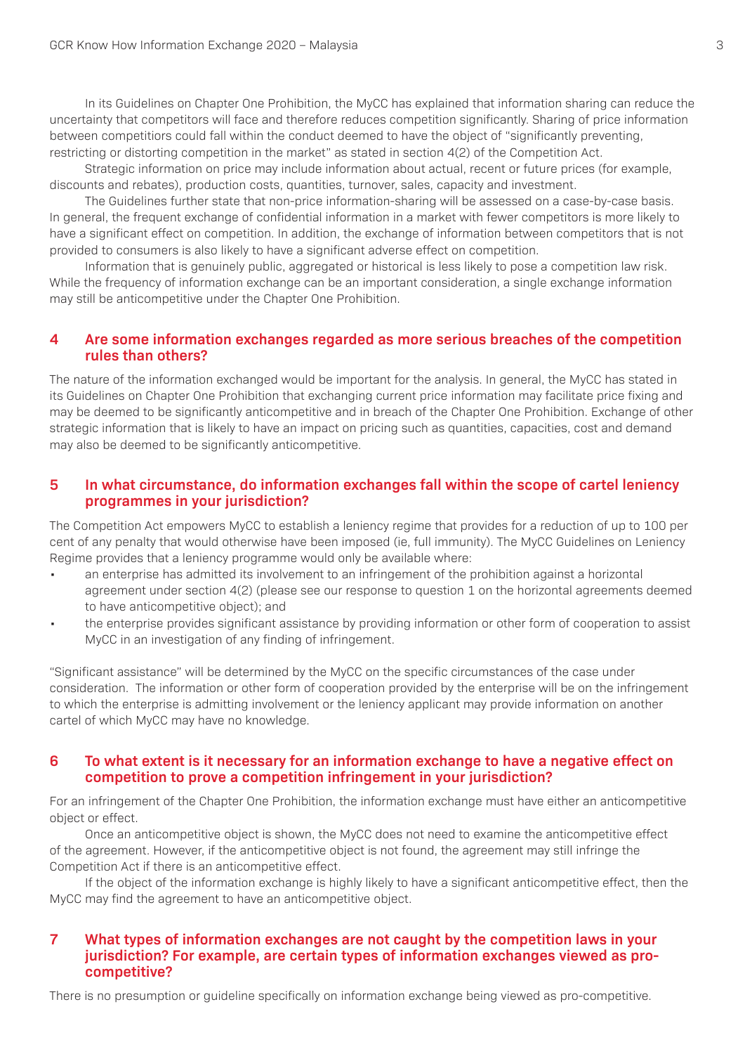In its Guidelines on Chapter One Prohibition, the MyCC has explained that information sharing can reduce the uncertainty that competitors will face and therefore reduces competition significantly. Sharing of price information between competitiors could fall within the conduct deemed to have the object of "significantly preventing, restricting or distorting competition in the market" as stated in section 4(2) of the Competition Act.

Strategic information on price may include information about actual, recent or future prices (for example, discounts and rebates), production costs, quantities, turnover, sales, capacity and investment.

The Guidelines further state that non-price information-sharing will be assessed on a case-by-case basis. In general, the frequent exchange of confidential information in a market with fewer competitors is more likely to have a significant effect on competition. In addition, the exchange of information between competitors that is not provided to consumers is also likely to have a significant adverse effect on competition.

Information that is genuinely public, aggregated or historical is less likely to pose a competition law risk. While the frequency of information exchange can be an important consideration, a single exchange information may still be anticompetitive under the Chapter One Prohibition.

## 4 Are some information exchanges regarded as more serious breaches of the competition rules than others?

The nature of the information exchanged would be important for the analysis. In general, the MyCC has stated in its Guidelines on Chapter One Prohibition that exchanging current price information may facilitate price fixing and may be deemed to be significantly anticompetitive and in breach of the Chapter One Prohibition. Exchange of other strategic information that is likely to have an impact on pricing such as quantities, capacities, cost and demand may also be deemed to be significantly anticompetitive.

## 5 In what circumstance, do information exchanges fall within the scope of cartel leniency programmes in your jurisdiction?

The Competition Act empowers MyCC to establish a leniency regime that provides for a reduction of up to 100 per cent of any penalty that would otherwise have been imposed (ie, full immunity). The MyCC Guidelines on Leniency Regime provides that a leniency programme would only be available where:

- an enterprise has admitted its involvement to an infringement of the prohibition against a horizontal agreement under section 4(2) (please see our response to question 1 on the horizontal agreements deemed to have anticompetitive object); and
- the enterprise provides significant assistance by providing information or other form of cooperation to assist MyCC in an investigation of any finding of infringement.

"Significant assistance" will be determined by the MyCC on the specific circumstances of the case under consideration. The information or other form of cooperation provided by the enterprise will be on the infringement to which the enterprise is admitting involvement or the leniency applicant may provide information on another cartel of which MyCC may have no knowledge.

## 6 To what extent is it necessary for an information exchange to have a negative effect on competition to prove a competition infringement in your jurisdiction?

For an infringement of the Chapter One Prohibition, the information exchange must have either an anticompetitive object or effect.

Once an anticompetitive object is shown, the MyCC does not need to examine the anticompetitive effect of the agreement. However, if the anticompetitive object is not found, the agreement may still infringe the Competition Act if there is an anticompetitive effect.

If the object of the information exchange is highly likely to have a significant anticompetitive effect, then the MyCC may find the agreement to have an anticompetitive object.

## 7 What types of information exchanges are not caught by the competition laws in your jurisdiction? For example, are certain types of information exchanges viewed as pro-competitive?

There is no presumption or guideline specifically on information exchange being viewed as pro-competitive.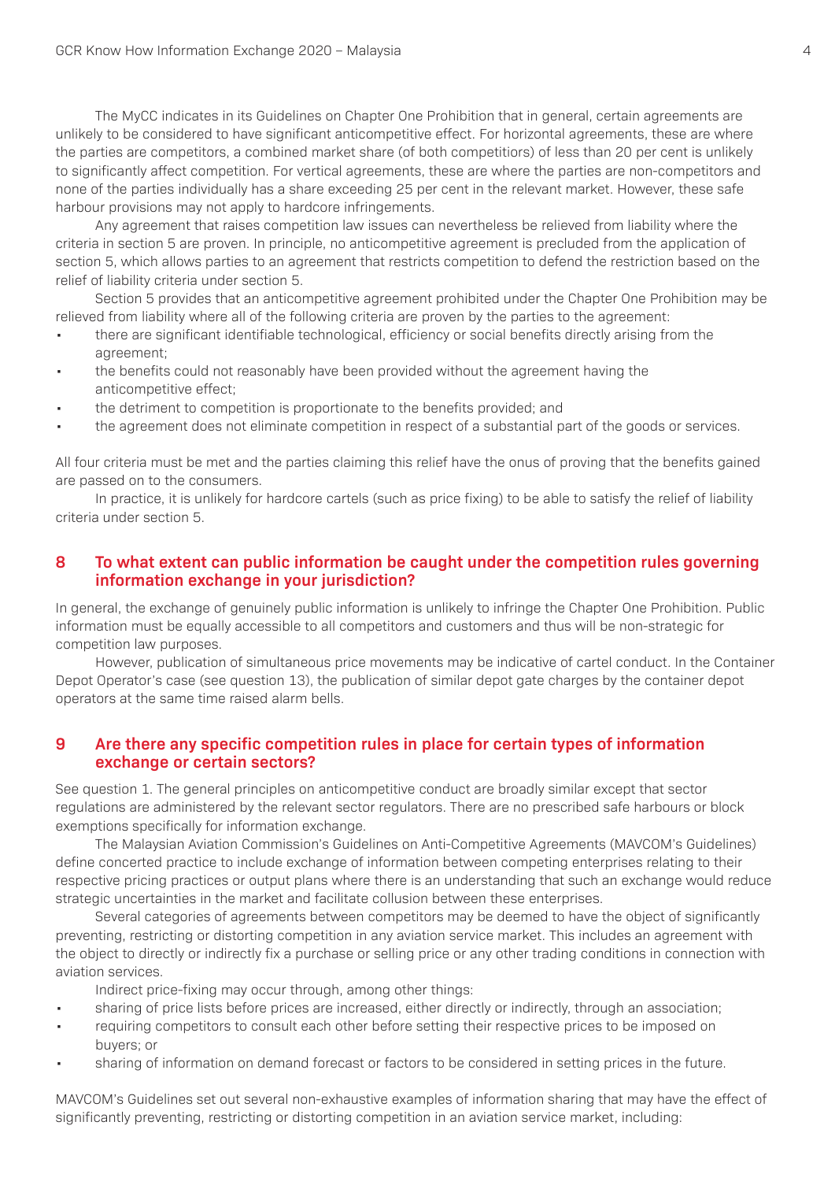The MyCC indicates in its Guidelines on Chapter One Prohibition that in general, certain agreements are unlikely to be considered to have significant anticompetitive effect. For horizontal agreements, these are where the parties are competitors, a combined market share (of both competitors) of less than 20 per cent is unlikely to significantly affect competition. For vertical agreements, these are where the parties are non-competitors and none of the parties individually has a share exceeding 25 per cent in the relevant market. However, these safe harbour provisions may not apply to hardcore infringements.

Any agreement that raises competition law issues can nevertheless be relieved from liability where the criteria in section 5 are proven. In principle, no anticompetitive agreement is precluded from the application of section 5, which allows parties to an agreement that restricts competition to defend the restriction based on the relief of liability criteria under section 5.

Section 5 provides that an anticompetitive agreement prohibited under the Chapter One Prohibition may be relieved from liability where all of the following criteria are proven by the parties to the agreement:

- there are significant identifiable technological, efficiency or social benefits directly arising from the agreement;
- the benefits could not reasonably have been provided without the agreement having the anticompetitive effect;
- the detriment to competition is proportionate to the benefits provided; and
- the agreement does not eliminate competition in respect of a substantial part of the goods or services.

All four criteria must be met and the parties claiming this relief have the onus of proving that the benefits gained are passed on to the consumers.

In practice, it is unlikely for hardcore cartels (such as price fixing) to be able to satisfy the relief of liability criteria under section 5.

## 8 To what extent can public information be caught under the competition rules governing information exchange in your jurisdiction?

In general, the exchange of genuinely public information is unlikely to infringe the Chapter One Prohibition. Public information must be equally accessible to all competitors and customers and thus will be non-strategic for competition law purposes.

However, publication of simultaneous price movements may be indicative of cartel conduct. In the Container Depot Operator's case (see question 13), the publication of similar depot gate charges by the container depot operators at the same time raised alarm bells.

## 9 Are there any specific competition rules in place for certain types of information exchange or certain sectors?

See question 1. The general principles on anticompetitive conduct are broadly similar except that sector regulations are administered by the relevant sector regulators. There are no prescribed safe harbours or block exemptions specifically for information exchange.

The Malaysian Aviation Commission's Guidelines on Anti-Competitive Agreements (MAVCOM's Guidelines) define concerted practice to include exchange of information between competing enterprises relating to their respective pricing practices or output plans where there is an understanding that such an exchange would reduce strategic uncertainties in the market and facilitate collusion between these enterprises.

Several categories of agreements between competitors may be deemed to have the object of significantly preventing, restricting or distorting competition in any aviation service market. This includes an agreement with the object to directly or indirectly fix a purchase or selling price or any other trading conditions in connection with aviation services.

Indirect price-fixing may occur through, among other things:

- sharing of price lists before prices are increased, either directly or indirectly, through an association;
- requiring competitors to consult each other before setting their respective prices to be imposed on buyers; or
- sharing of information on demand forecast or factors to be considered in setting prices in the future.

MAVCOM's Guidelines set out several non-exhaustive examples of information sharing that may have the effect of significantly preventing, restricting or distorting competition in an aviation service market, including: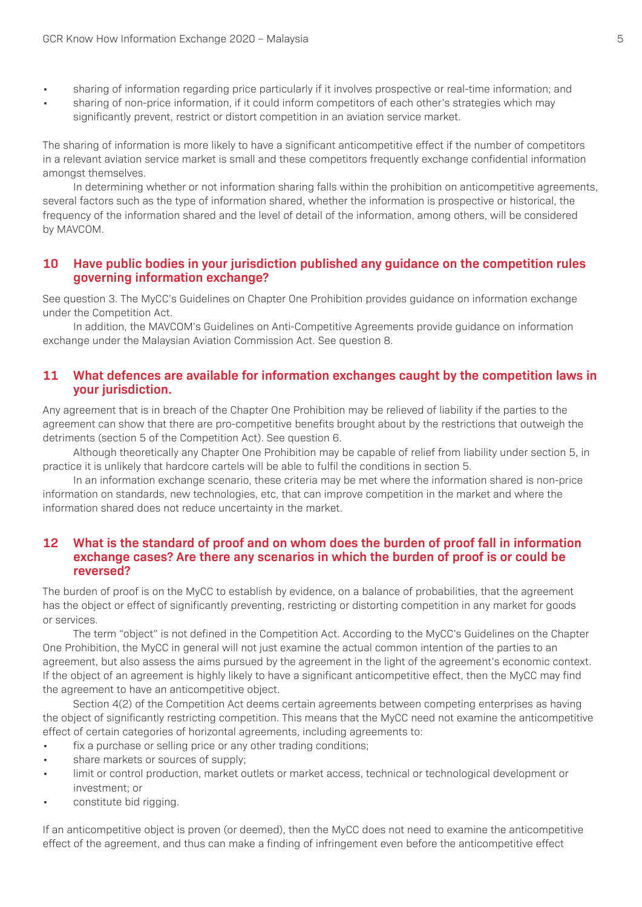- sharing of information regarding price particularly if it involves prospective or real-time information; and
- sharing of non-price information, if it could inform competitors of each other's strategies which may significantly prevent, restrict or distort competition in an aviation service market.

The sharing of information is more likely to have a significant anticompetitive effect if the number of competitors in a relevant aviation service market is small and these competitors frequently exchange confidential information amongst themselves.

In determining whether or not information sharing falls within the prohibition on anticompetitive agreements, several factors such as the type of information shared, whether the information is prospective or historical, the frequency of the information shared and the level of detail of the information, among others, will be considered by MAVCOM.

## 10 Have public bodies in your jurisdiction published any guidance on the competition rules governing information exchange?

See question 3. The MyCC's Guidelines on Chapter One Prohibition provides guidance on information exchange under the Competition Act.

In addition, the MAVCOM's Guidelines on Anti-Competitive Agreements provide guidance on information exchange under the Malaysian Aviation Commission Act. See question 8.

## 11 What defences are available for information exchanges caught by the competition laws in your jurisdiction.

Any agreement that is in breach of the Chapter One Prohibition may be relieved of liability if the parties to the agreement can show that there are pro-competitive benefits brought about by the restrictions that outweigh the detriments (section 5 of the Competition Act). See question 6.

Although theoretically any Chapter One Prohibition may be capable of relief from liability under section 5, in practice it is unlikely that hardcore cartels will be able to fulfil the conditions in section 5.

In an information exchange scenario, these criteria may be met where the information shared is non-price information on standards, new technologies, etc, that can improve competition in the market and where the information shared does not reduce uncertainty in the market.

## 12 What is the standard of proof and on whom does the burden of proof fall in information exchange cases? Are there any scenarios in which the burden of proof is or could be reversed?

The burden of proof is on the MyCC to establish by evidence, on a balance of probabilities, that the agreement has the object or effect of significantly preventing, restricting or distorting competition in any market for goods or services.

The term "object" is not defined in the Competition Act. According to the MyCC's Guidelines on the Chapter One Prohibition, the MyCC in general will not just examine the actual common intention of the parties to an agreement, but also assess the aims pursued by the agreement in the light of the agreement's economic context. If the object of an agreement is highly likely to have a significant anticompetitive effect, then the MyCC may find the agreement to have an anticompetitive object.

Section 4(2) of the Competition Act deems certain agreements between competing enterprises as having the object of significantly restricting competition. This means that the MyCC need not examine the anticompetitive effect of certain categories of horizontal agreements, including agreements to:

- fix a purchase or selling price or any other trading conditions;
- share markets or sources of supply;
- limit or control production, market outlets or market access, technical or technological development or investment; or
- constitute bid rigging.

If an anticompetitive object is proven (or deemed), then the MyCC does not need to examine the anticompetitive effect of the agreement, and thus can make a finding of infringement even before the anticompetitive effect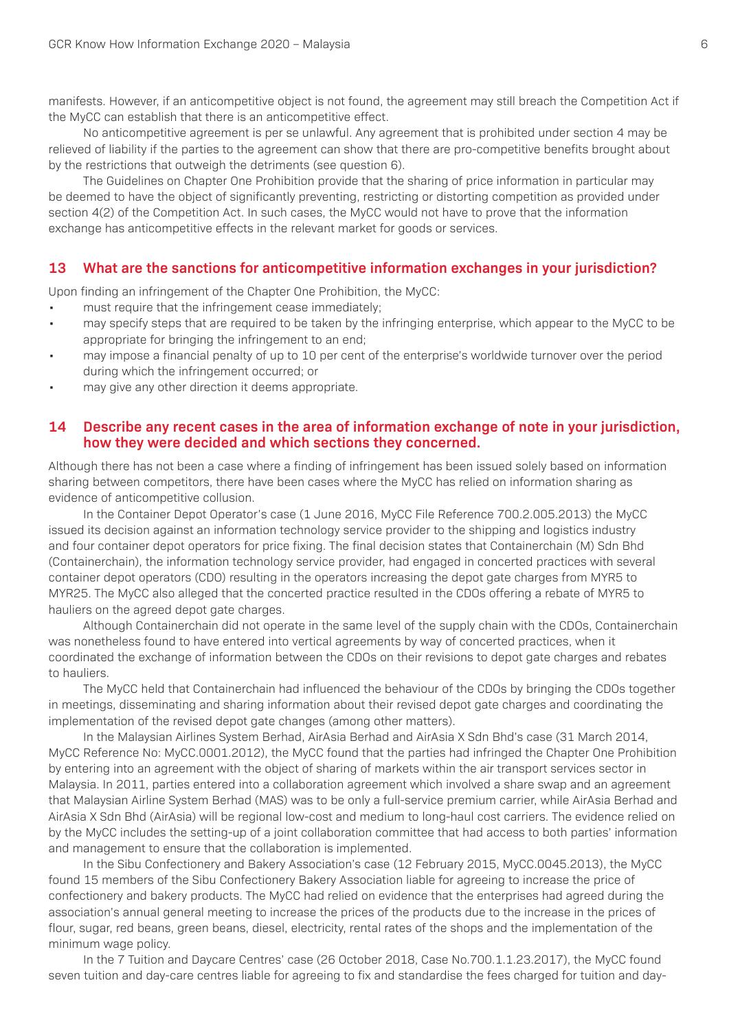manifests. However, if an anticompetitive object is not found, the agreement may still breach the Competition Act if the MyCC can establish that there is an anticompetitive effect.

No anticompetitive agreement is per se unlawful. Any agreement that is prohibited under section 4 may be relieved of liability if the parties to the agreement can show that there are pro-competitive benefits brought about by the restrictions that outweigh the detriments (see question 6).

The Guidelines on Chapter One Prohibition provide that the sharing of price information in particular may be deemed to have the object of significantly preventing, restricting or distorting competition as provided under section 4(2) of the Competition Act. In such cases, the MyCC would not have to prove that the information exchange has anticompetitive effects in the relevant market for goods or services.

## 13 What are the sanctions for anticompetitive information exchanges in your jurisdiction?

Upon finding an infringement of the Chapter One Prohibition, the MyCC:

- must require that the infringement cease immediately;
- may specify steps that are required to be taken by the infringing enterprise, which appear to the MyCC to be appropriate for bringing the infringement to an end;
- may impose a financial penalty of up to 10 per cent of the enterprise's worldwide turnover over the period during which the infringement occurred; or
- may give any other direction it deems appropriate.

## 14 Describe any recent cases in the area of information exchange of note in your jurisdiction, how they were decided and which sections they concerned.

Although there has not been a case where a finding of infringement has been issued solely based on information sharing between competitors, there have been cases where the MyCC has relied on information sharing as evidence of anticompetitive collusion.

In the Container Depot Operator's case (1 June 2016, MyCC File Reference 700.2.005.2013) the MyCC issued its decision against an information technology service provider to the shipping and logistics industry and four container depot operators for price fixing. The final decision states that Containerchain (M) Sdn Bhd (Containerchain), the information technology service provider, had engaged in concerted practices with several container depot operators (CDO) resulting in the operators increasing the depot gate charges from MYR5 to MYR25. The MyCC also alleged that the concerted practice resulted in the CDOs offering a rebate of MYR5 to hauliers on the agreed depot gate charges.

Although Containerchain did not operate in the same level of the supply chain with the CDOs, Containerchain was nonetheless found to have entered into vertical agreements by way of concerted practices, when it coordinated the exchange of information between the CDOs on their revisions to depot gate charges and rebates to hauliers.

The MyCC held that Containerchain had influenced the behaviour of the CDOs by bringing the CDOs together in meetings, disseminating and sharing information about their revised depot gate charges and coordinating the implementation of the revised depot gate changes (among other matters).

In the Malaysian Airlines System Berhad, AirAsia Berhad and AirAsia X Sdn Bhd's case (31 March 2014, MyCC Reference No: MyCC.0001.2012), the MyCC found that the parties had infringed the Chapter One Prohibition by entering into an agreement with the object of sharing of markets within the air transport services sector in Malaysia. In 2011, parties entered into a collaboration agreement which involved a share swap and an agreement that Malaysian Airline System Berhad (MAS) was to be only a full-service premium carrier, while AirAsia Berhad and AirAsia X Sdn Bhd (AirAsia) will be regional low-cost and medium to long-haul cost carriers. The evidence relied on by the MyCC includes the setting-up of a joint collaboration committee that had access to both parties' information and management to ensure that the collaboration is implemented.

In the Sibu Confectionery and Bakery Association's case (12 February 2015, MyCC.0045.2013), the MyCC found 15 members of the Sibu Confectionery Bakery Association liable for agreeing to increase the price of confectionery and bakery products. The MyCC had relied on evidence that the enterprises had agreed during the association's annual general meeting to increase the prices of the products due to the increase in the prices of flour, sugar, red beans, green beans, diesel, electricity, rental rates of the shops and the implementation of the minimum wage policy.

In the 7 Tuition and Daycare Centres' case (26 October 2018, Case No.700.1.1.23.2017), the MyCC found seven tuition and day-care centres liable for agreeing to fix and standardise the fees charged for tuition and day-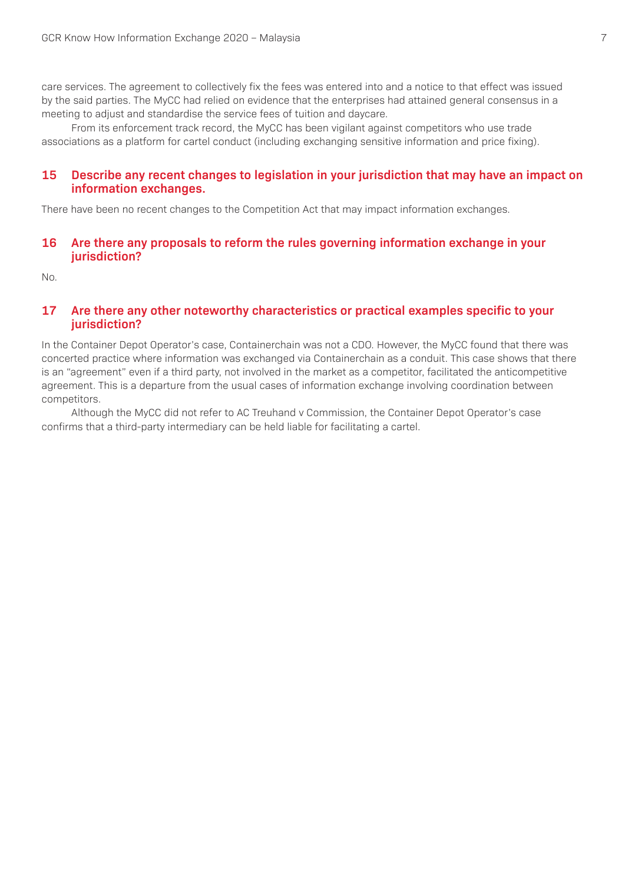care services. The agreement to collectively fix the fees was entered into and a notice to that effect was issued by the said parties. The MyCC had relied on evidence that the enterprises had attained general consensus in a meeting to adjust and standardise the service fees of tuition and daycare.

From its enforcement track record, the MyCC has been vigilant against competitors who use trade associations as a platform for cartel conduct (including exchanging sensitive information and price fixing).

## 15 Describe any recent changes to legislation in your jurisdiction that may have an impact on information exchanges.

There have been no recent changes to the Competition Act that may impact information exchanges.

## 16 Are there any proposals to reform the rules governing information exchange in your jurisdiction?

No.

## 17 Are there any other noteworthy characteristics or practical examples specific to your jurisdiction?

In the Container Depot Operator's case, Containerchain was not a CDO. However, the MyCC found that there was concerted practice where information was exchanged via Containerchain as a conduit. This case shows that there is an "agreement" even if a third party, not involved in the market as a competitor, facilitated the anticompetitive agreement. This is a departure from the usual cases of information exchange involving coordination between competitors.

Although the MyCC did not refer to AC Treuhand v Commission, the Container Depot Operator's case confirms that a third-party intermediary can be held liable for facilitating a cartel.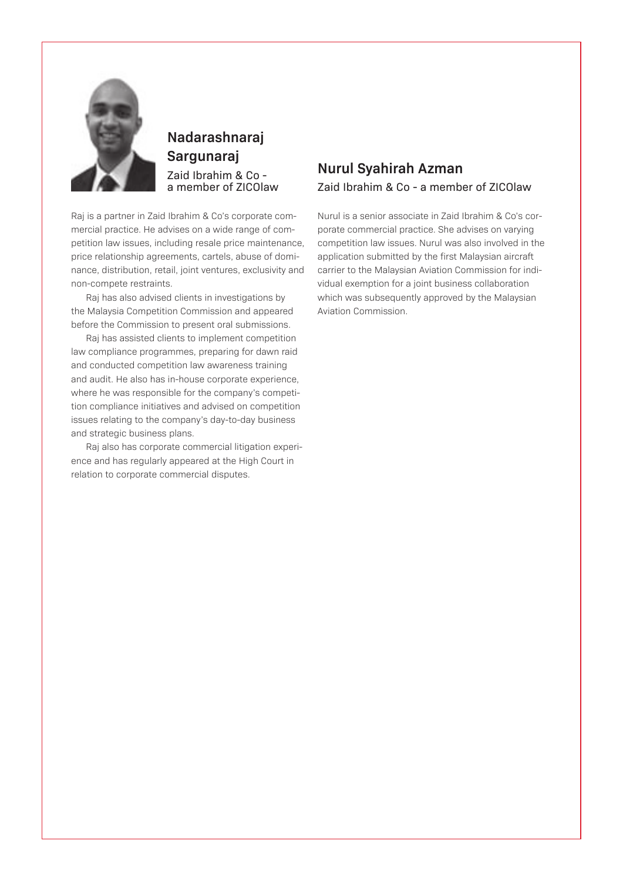## Nadarashnaraj Sargunaraj

Zaid Ibrahim & Co - a member of ZICOlaw

Raj is a partner in Zaid Ibrahim & Co's corporate commercial practice. He advises on a wide range of competition law issues, including resale price maintenance, price relationship agreements, cartels, abuse of dominance, distribution, retail, joint ventures, exclusivity and non-compete restraints.

Raj has also advised clients in investigations by the Malaysia Competition Commission and appeared before the Commission to present oral submissions.

Raj has assisted clients to implement competition law compliance programmes, preparing for dawn raid and conducted competition law awareness training and audit. He also has in-house corporate experience, where he was responsible for the company's competition compliance initiatives and advised on competition issues relating to the company's day-to-day business and strategic business plans.

Raj also has corporate commercial litigation experience and has regularly appeared at the High Court in relation to corporate commercial disputes.

## Nurul Syahirah Azman

Zaid Ibrahim & Co - a member of ZICOlaw

Nurul is a senior associate in Zaid Ibrahim & Co's corporate commercial practice. She advises on varying competition law issues. Nurul was also involved in the application submitted by the first Malaysian aircraft carrier to the Malaysian Aviation Commission for individual exemption for a joint business collaboration which was subsequently approved by the Malaysian Aviation Commission.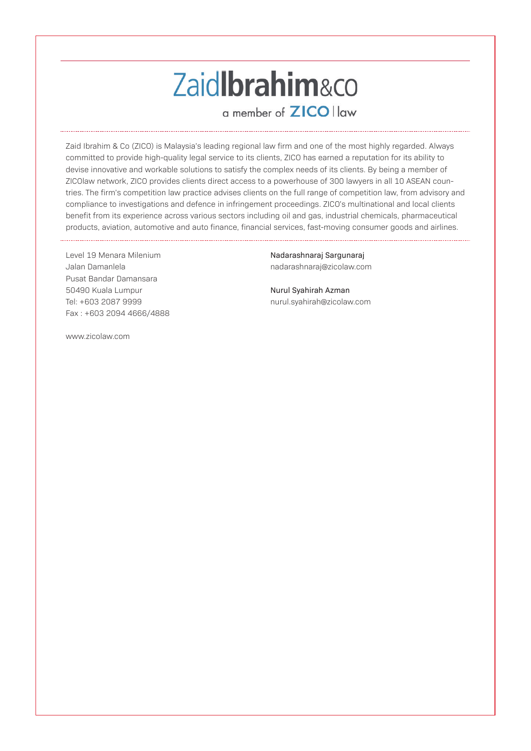# ZaidIbrahim&co

a member of ZICO | law

Zaid Ibrahim & Co (ZICO) is Malaysia's leading regional law firm and one of the most highly regarded. Always committed to provide high-quality legal service to its clients, ZICO has earned a reputation for its ability to devise innovative and workable solutions to satisfy the complex needs of its clients. By being a member of ZICOlaw network, ZICO provides clients direct access to a powerhouse of 300 lawyers in all 10 ASEAN countries. The firm's competition law practice advises clients on the full range of competition law, from advisory and compliance to investigations and defence in infringement proceedings. ZICO's multinational and local clients benefit from its experience across various sectors including oil and gas, industrial chemicals, pharmaceutical products, aviation, automotive and auto finance, financial services, fast-moving consumer goods and airlines.

Level 19 Menara Milenium
Jalan Damanlela
Pusat Bandar Damansara
50490 Kuala Lumpur
Tel: +603 2087 9999
Fax : +603 2094 4666/4888

www.zicolaw.com

Nadarashnaraj Sargunaraj
nadarashnaraj@zicolaw.com

Nurul Syahirah Azman
nurul.syahirah@zicolaw.com